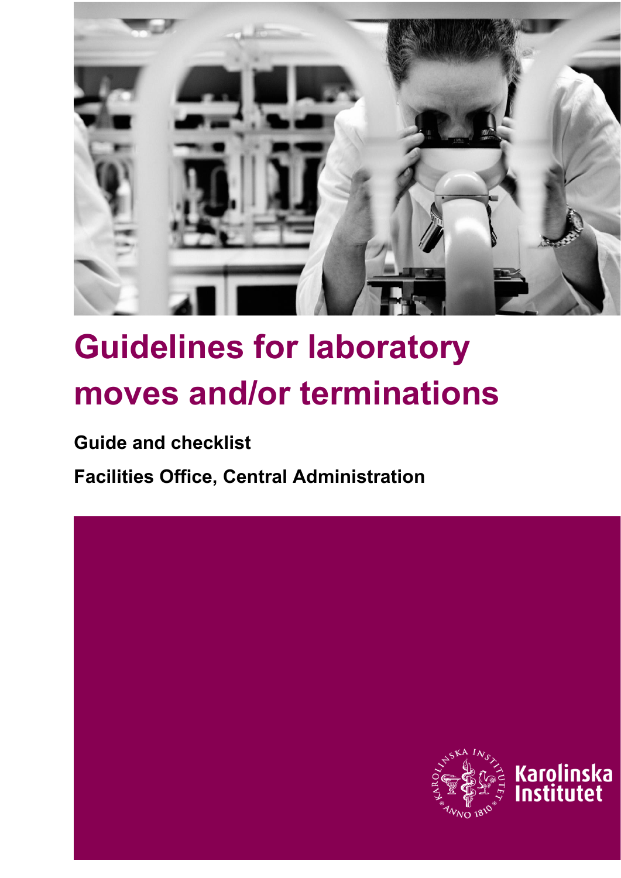# Guidelines for laboratory moves and/or terminations

**Guide and checklist**

**Facilities Office, Central Administration**

Karolinska Institutet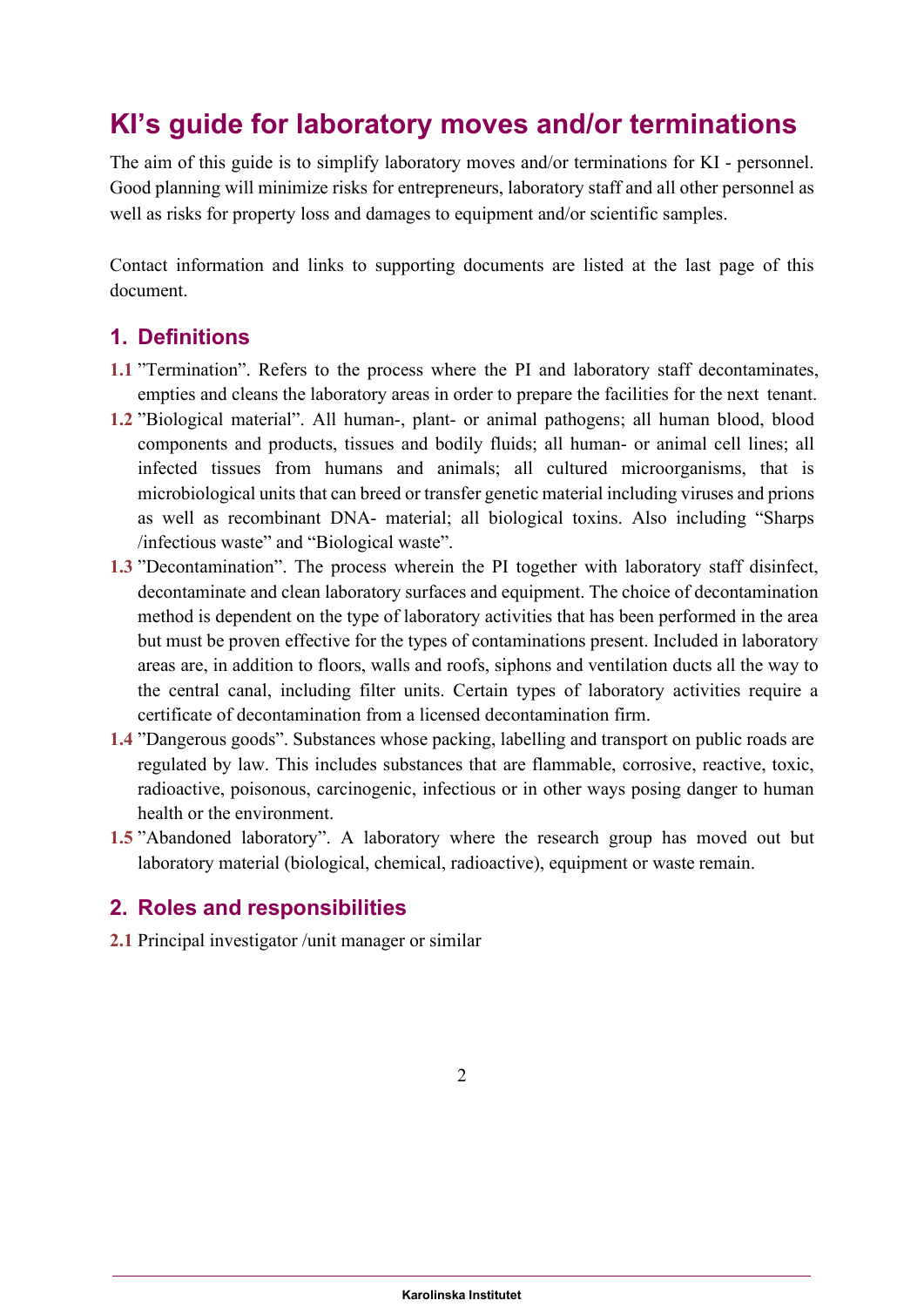# KI's guide for laboratory moves and/or terminations

The aim of this guide is to simplify laboratory moves and/or terminations for KI - personnel. Good planning will minimize risks for entrepreneurs, laboratory staff and all other personnel as well as risks for property loss and damages to equipment and/or scientific samples.

Contact information and links to supporting documents are listed at the last page of this document.

## 1. Definitions

**1.1** "Termination". Refers to the process where the PI and laboratory staff decontaminates, empties and cleans the laboratory areas in order to prepare the facilities for the next tenant.

**1.2** "Biological material". All human-, plant- or animal pathogens; all human blood, blood components and products, tissues and bodily fluids; all human- or animal cell lines; all infected tissues from humans and animals; all cultured microorganisms, that is microbiological units that can breed or transfer genetic material including viruses and prions as well as recombinant DNA- material; all biological toxins. Also including "Sharps /infectious waste" and "Biological waste".

**1.3** "Decontamination". The process wherein the PI together with laboratory staff disinfect, decontaminate and clean laboratory surfaces and equipment. The choice of decontamination method is dependent on the type of laboratory activities that has been performed in the area but must be proven effective for the types of contaminations present. Included in laboratory areas are, in addition to floors, walls and roofs, siphons and ventilation ducts all the way to the central canal, including filter units. Certain types of laboratory activities require a certificate of decontamination from a licensed decontamination firm.

**1.4** "Dangerous goods". Substances whose packing, labelling and transport on public roads are regulated by law. This includes substances that are flammable, corrosive, reactive, toxic, radioactive, poisonous, carcinogenic, infectious or in other ways posing danger to human health or the environment.

**1.5** "Abandoned laboratory". A laboratory where the research group has moved out but laboratory material (biological, chemical, radioactive), equipment or waste remain.

## 2. Roles and responsibilities

**2.1** Principal investigator /unit manager or similar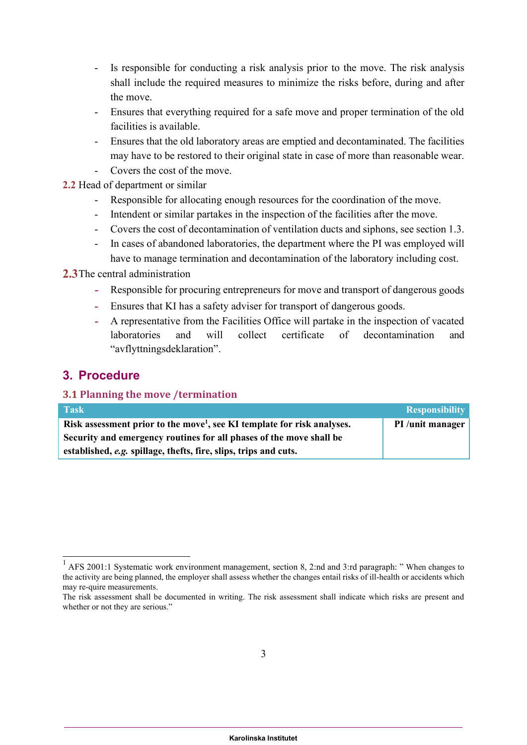- Is responsible for conducting a risk analysis prior to the move. The risk analysis shall include the required measures to minimize the risks before, during and after the move.
- Ensures that everything required for a safe move and proper termination of the old facilities is available.
- Ensures that the old laboratory areas are emptied and decontaminated. The facilities may have to be restored to their original state in case of more than reasonable wear.
- Covers the cost of the move.

**2.2** Head of department or similar

- Responsible for allocating enough resources for the coordination of the move.
- Intendent or similar partakes in the inspection of the facilities after the move.
- Covers the cost of decontamination of ventilation ducts and siphons, see section 1.3.
- In cases of abandoned laboratories, the department where the PI was employed will have to manage termination and decontamination of the laboratory including cost.

**2.3** The central administration

- Responsible for procuring entrepreneurs for move and transport of dangerous goods
- Ensures that KI has a safety adviser for transport of dangerous goods.
- A representative from the Facilities Office will partake in the inspection of vacated laboratories and will collect certificate of decontamination and "avflyttningsdeklaration".

## 3. Procedure

### 3.1 Planning the move /termination

| Task | Responsibility |
|---|---|
| **Risk assessment prior to the move[1], see KI template for risk analyses. Security and emergency routines for all phases of the move shall be established, *e.g.* spillage, thefts, fire, slips, trips and cuts.** | **PI /unit manager** |

[1] AFS 2001:1 Systematic work environment management, section 8, 2:nd and 3:rd paragraph: " When changes to the activity are being planned, the employer shall assess whether the changes entail risks of ill-health or accidents which may re-quire measurements.
The risk assessment shall be documented in writing. The risk assessment shall indicate which risks are present and whether or not they are serious."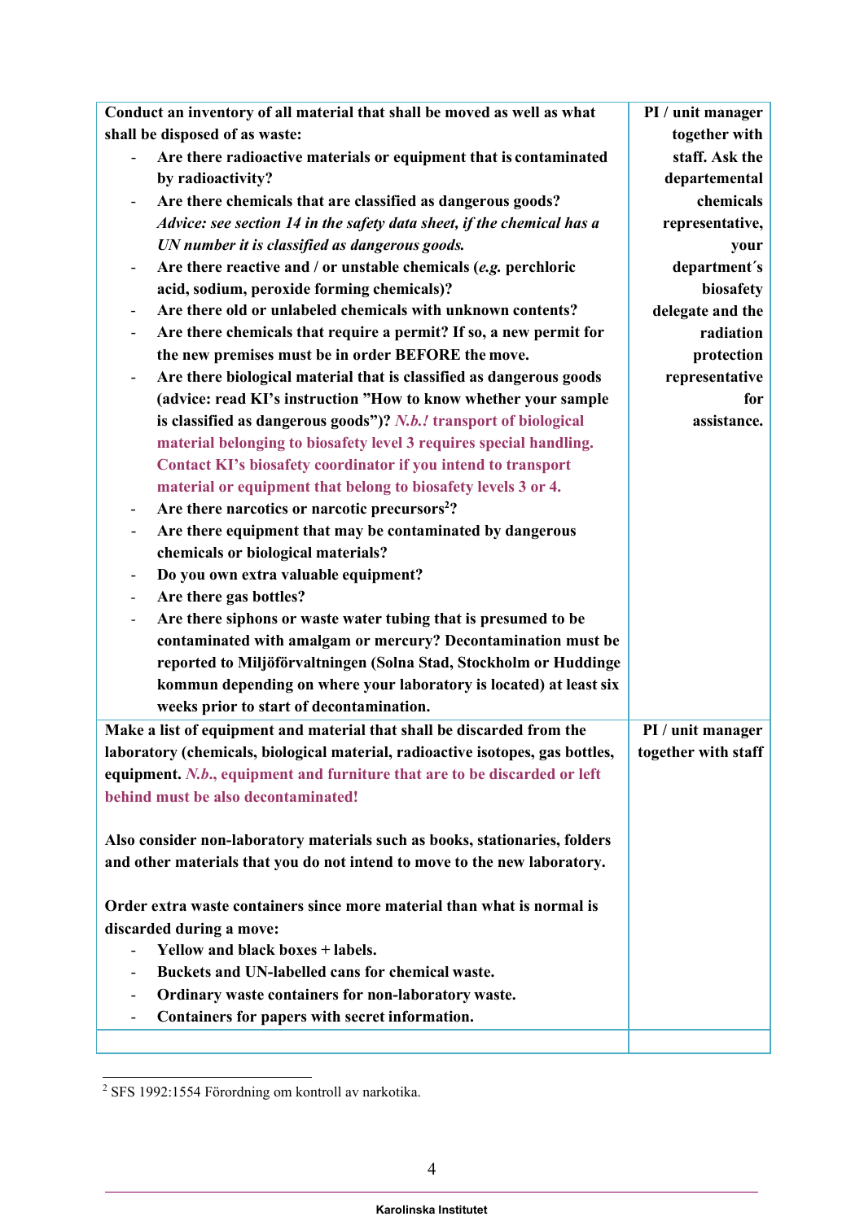| | |
|---|---|
| **Conduct an inventory of all material that shall be moved as well as what shall be disposed of as waste:**<br>- **Are there radioactive materials or equipment that is contaminated by radioactivity?**<br>- **Are there chemicals that are classified as dangerous goods?** ***Advice: see section 14 in the safety data sheet, if the chemical has a UN number it is classified as dangerous goods.***<br>- **Are there reactive and / or unstable chemicals (*e.g.* perchloric acid, sodium, peroxide forming chemicals)?**<br>- **Are there old or unlabeled chemicals with unknown contents?**<br>- **Are there chemicals that require a permit? If so, a new permit for the new premises must be in order BEFORE the move.**<br>- **Are there biological material that is classified as dangerous goods (advice: read KI's instruction "How to know whether your sample is classified as dangerous goods")? *N.b.!* transport of biological material belonging to biosafety level 3 requires special handling. Contact KI's biosafety coordinator if you intend to transport material or equipment that belong to biosafety levels 3 or 4.**<br>- **Are there narcotics or narcotic precursors[2]?**<br>- **Are there equipment that may be contaminated by dangerous chemicals or biological materials?**<br>- **Do you own extra valuable equipment?**<br>- **Are there gas bottles?**<br>- **Are there siphons or waste water tubing that is presumed to be contaminated with amalgam or mercury? Decontamination must be reported to Miljöförvaltningen (Solna Stad, Stockholm or Huddinge kommun depending on where your laboratory is located) at least six weeks prior to start of decontamination.** | **PI / unit manager together with staff. Ask the departemental chemicals representative, your department´s biosafety delegate and the radiation protection representative for assistance.** |
| **Make a list of equipment and material that shall be discarded from the laboratory (chemicals, biological material, radioactive isotopes, gas bottles, equipment. *N.b.*, equipment and furniture that are to be discarded or left behind must be also decontaminated!**<br><br>**Also consider non-laboratory materials such as books, stationaries, folders and other materials that you do not intend to move to the new laboratory.**<br><br>**Order extra waste containers since more material than what is normal is discarded during a move:**<br>- **Yellow and black boxes + labels.**<br>- **Buckets and UN-labelled cans for chemical waste.**<br>- **Ordinary waste containers for non-laboratory waste.**<br>- **Containers for papers with secret information.** | **PI / unit manager together with staff** |
| | |

[2] SFS 1992:1554 Förordning om kontroll av narkotika.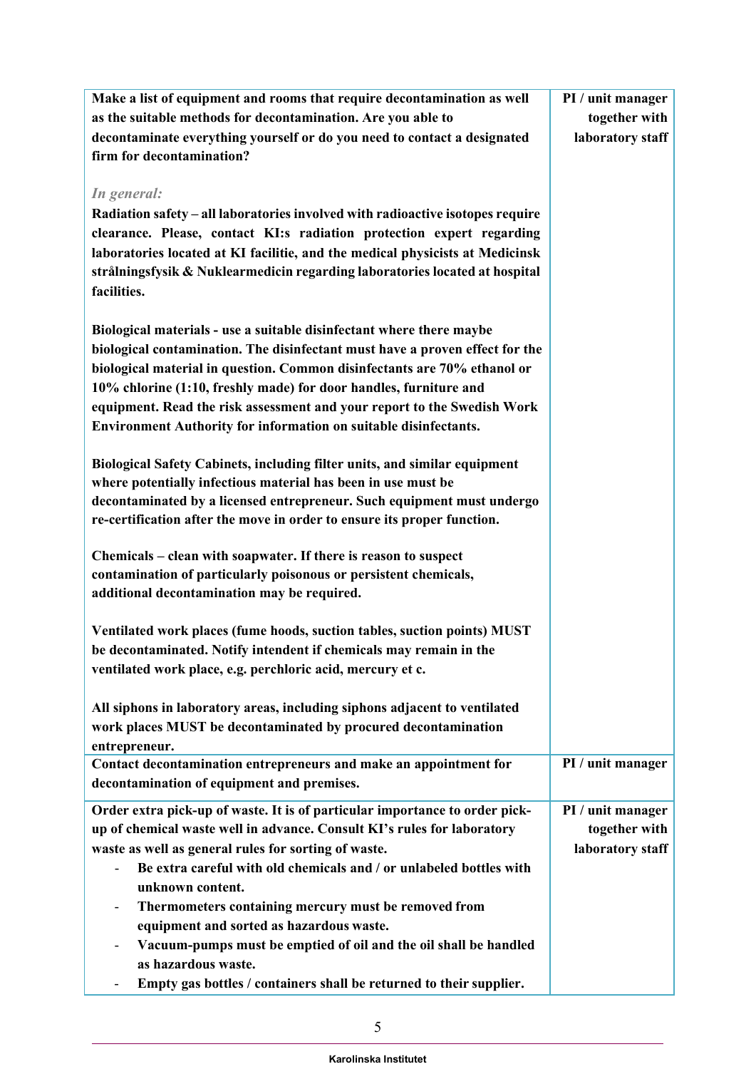| | |
|---|---|
| **Make a list of equipment and rooms that require decontamination as well as the suitable methods for decontamination. Are you able to decontaminate everything yourself or do you need to contact a designated firm for decontamination?**<br><br>*In general:*<br>**Radiation safety – all laboratories involved with radioactive isotopes require clearance. Please, contact KI:s radiation protection expert regarding laboratories located at KI facilitie, and the medical physicists at Medicinsk strålningsfysik & Nuklearmedicin regarding laboratories located at hospital facilities.**<br><br>**Biological materials - use a suitable disinfectant where there maybe biological contamination. The disinfectant must have a proven effect for the biological material in question. Common disinfectants are 70% ethanol or 10% chlorine (1:10, freshly made) for door handles, furniture and equipment. Read the risk assessment and your report to the Swedish Work Environment Authority for information on suitable disinfectants.**<br><br>**Biological Safety Cabinets, including filter units, and similar equipment where potentially infectious material has been in use must be decontaminated by a licensed entrepreneur. Such equipment must undergo re-certification after the move in order to ensure its proper function.**<br><br>**Chemicals – clean with soapwater. If there is reason to suspect contamination of particularly poisonous or persistent chemicals, additional decontamination may be required.**<br><br>**Ventilated work places (fume hoods, suction tables, suction points) MUST be decontaminated. Notify intendent if chemicals may remain in the ventilated work place, e.g. perchloric acid, mercury et c.**<br><br>**All siphons in laboratory areas, including siphons adjacent to ventilated work places MUST be decontaminated by procured decontamination entrepreneur.** | **PI / unit manager together with laboratory staff** |
| **Contact decontamination entrepreneurs and make an appointment for decontamination of equipment and premises.** | **PI / unit manager** |
| **Order extra pick-up of waste. It is of particular importance to order pick-up of chemical waste well in advance. Consult KI's rules for laboratory waste as well as general rules for sorting of waste.**<br>- **Be extra careful with old chemicals and / or unlabeled bottles with unknown content.**<br>- **Thermometers containing mercury must be removed from equipment and sorted as hazardous waste.**<br>- **Vacuum-pumps must be emptied of oil and the oil shall be handled as hazardous waste.**<br>- **Empty gas bottles / containers shall be returned to their supplier.** | **PI / unit manager together with laboratory staff** |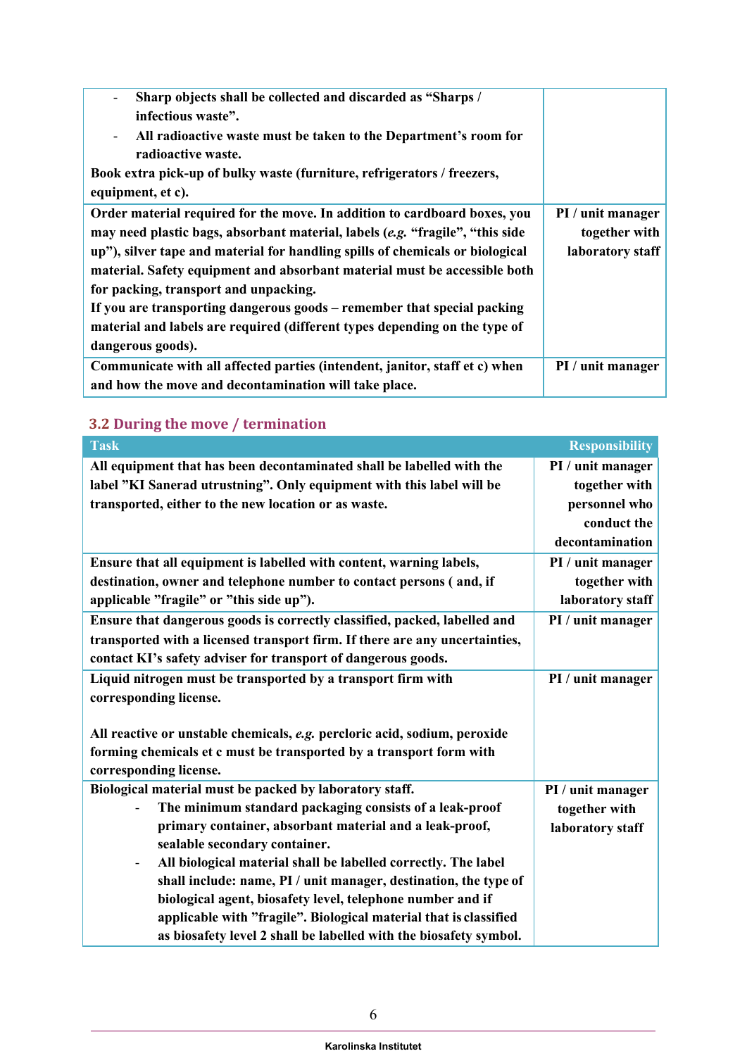| | |
|---|---|
| - Sharp objects shall be collected and discarded as "Sharps / infectious waste".<br>- All radioactive waste must be taken to the Department's room for radioactive waste.<br>Book extra pick-up of bulky waste (furniture, refrigerators / freezers, equipment, et c). | |
| Order material required for the move. In addition to cardboard boxes, you may need plastic bags, absorbant material, labels (*e.g.* "fragile", "this side up"), silver tape and material for handling spills of chemicals or biological material. Safety equipment and absorbant material must be accessible both for packing, transport and unpacking.<br>If you are transporting dangerous goods – remember that special packing material and labels are required (different types depending on the type of dangerous goods). | PI / unit manager together with laboratory staff |
| Communicate with all affected parties (intendent, janitor, staff et c) when and how the move and decontamination will take place. | PI / unit manager |

### 3.2 During the move / termination

| Task | Responsibility |
|---|---|
| All equipment that has been decontaminated shall be labelled with the label "KI Sanerad utrustning". Only equipment with this label will be transported, either to the new location or as waste. | PI / unit manager together with personnel who conduct the decontamination |
| Ensure that all equipment is labelled with content, warning labels, destination, owner and telephone number to contact persons ( and, if applicable "fragile" or "this side up"). | PI / unit manager together with laboratory staff |
| Ensure that dangerous goods is correctly classified, packed, labelled and transported with a licensed transport firm. If there are any uncertainties, contact KI's safety adviser for transport of dangerous goods. | PI / unit manager |
| Liquid nitrogen must be transported by a transport firm with corresponding license.<br><br>All reactive or unstable chemicals, *e.g.* percloric acid, sodium, peroxide forming chemicals et c must be transported by a transport form with corresponding license. | PI / unit manager |
| Biological material must be packed by laboratory staff.<br>- The minimum standard packaging consists of a leak-proof primary container, absorbant material and a leak-proof, sealable secondary container.<br>- All biological material shall be labelled correctly. The label shall include: name, PI / unit manager, destination, the type of biological agent, biosafety level, telephone number and if applicable with "fragile". Biological material that is classified as biosafety level 2 shall be labelled with the biosafety symbol. | PI / unit manager together with laboratory staff |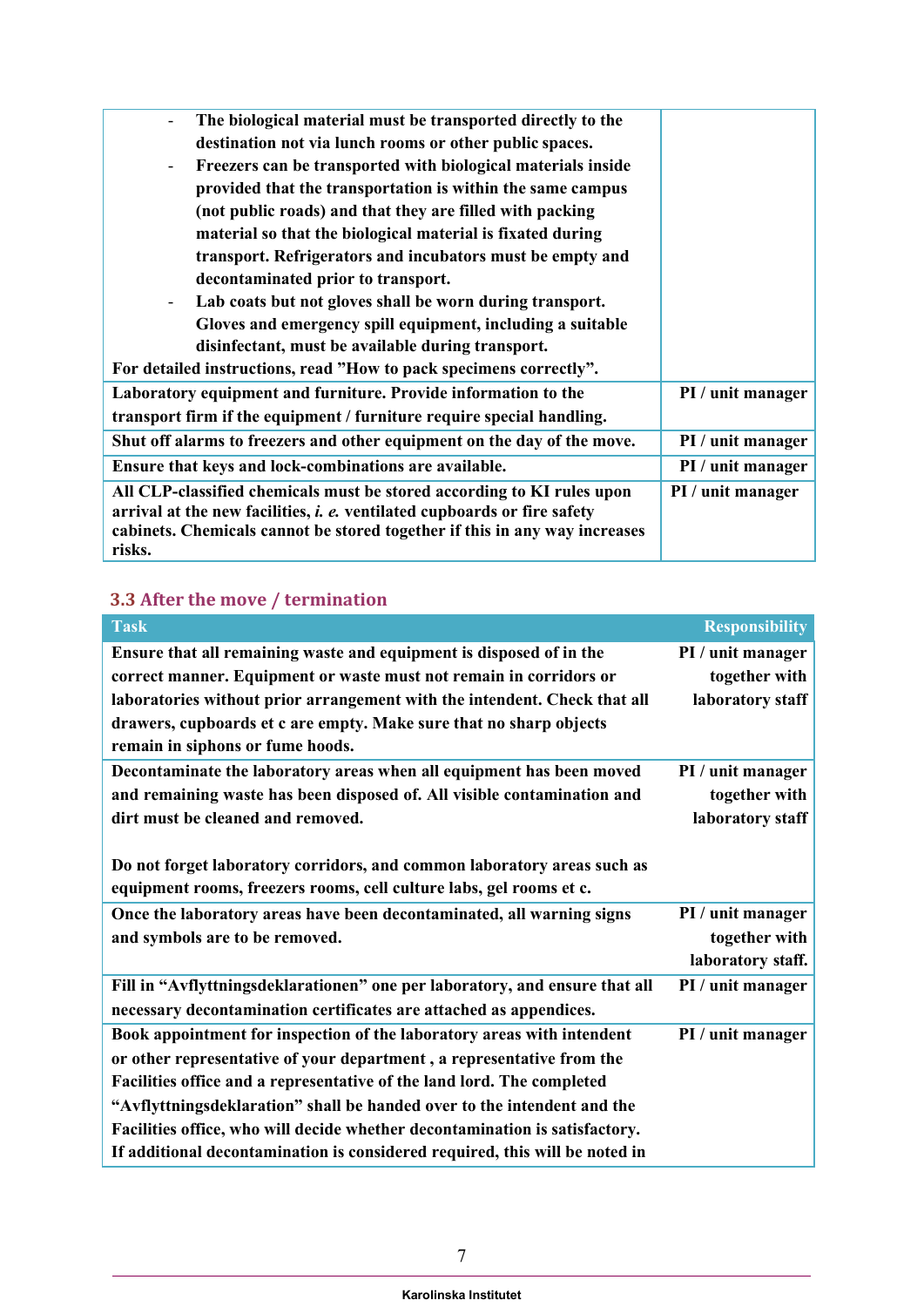| | |
|---|---|
| - The biological material must be transported directly to the destination not via lunch rooms or other public spaces.<br>- Freezers can be transported with biological materials inside provided that the transportation is within the same campus (not public roads) and that they are filled with packing material so that the biological material is fixated during transport. Refrigerators and incubators must be empty and decontaminated prior to transport.<br>- Lab coats but not gloves shall be worn during transport. Gloves and emergency spill equipment, including a suitable disinfectant, must be available during transport.<br>For detailed instructions, read ”How to pack specimens correctly”. | |
| Laboratory equipment and furniture. Provide information to the transport firm if the equipment / furniture require special handling. | PI / unit manager |
| Shut off alarms to freezers and other equipment on the day of the move. | PI / unit manager |
| Ensure that keys and lock-combinations are available. | PI / unit manager |
| All CLP-classified chemicals must be stored according to KI rules upon arrival at the new facilities, *i. e.* ventilated cupboards or fire safety cabinets. Chemicals cannot be stored together if this in any way increases risks. | PI / unit manager |

### 3.3 After the move / termination

| Task | Responsibility |
|---|---|
| Ensure that all remaining waste and equipment is disposed of in the correct manner. Equipment or waste must not remain in corridors or laboratories without prior arrangement with the intendent. Check that all drawers, cupboards et c are empty. Make sure that no sharp objects remain in siphons or fume hoods. | PI / unit manager together with laboratory staff |
| Decontaminate the laboratory areas when all equipment has been moved and remaining waste has been disposed of. All visible contamination and dirt must be cleaned and removed.<br><br>Do not forget laboratory corridors, and common laboratory areas such as equipment rooms, freezers rooms, cell culture labs, gel rooms et c. | PI / unit manager together with laboratory staff |
| Once the laboratory areas have been decontaminated, all warning signs and symbols are to be removed. | PI / unit manager together with laboratory staff. |
| Fill in “Avflyttningsdeklarationen” one per laboratory, and ensure that all necessary decontamination certificates are attached as appendices. | PI / unit manager |
| Book appointment for inspection of the laboratory areas with intendent or other representative of your department , a representative from the Facilities office and a representative of the land lord. The completed “Avflyttningsdeklaration” shall be handed over to the intendent and the Facilities office, who will decide whether decontamination is satisfactory. If additional decontamination is considered required, this will be noted in | PI / unit manager |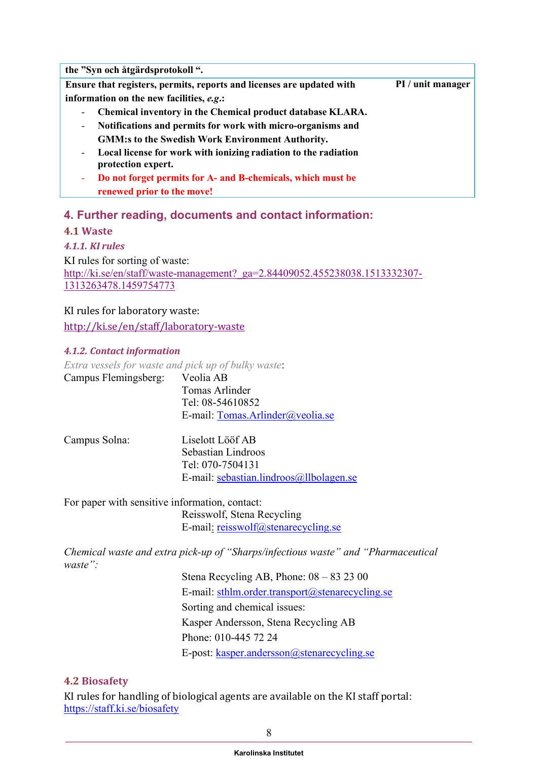| the "Syn och åtgärdsprotokoll ". | |
|---|---|
| **Ensure that registers, permits, reports and licenses are updated with information on the new facilities, *e.g*.:**<br>- **Chemical inventory in the Chemical product database KLARA.**<br>- **Notifications and permits for work with micro-organisms and GMM:s to the Swedish Work Environment Authority.**<br>- **Local license for work with ionizing radiation to the radiation protection expert.**<br>- **Do not forget permits for A- and B-chemicals, which must be renewed prior to the move!** | **PI / unit manager** |

## 4. Further reading, documents and contact information:

### 4.1 Waste

#### *4.1.1. KI rules*

KI rules for sorting of waste:
http://ki.se/en/staff/waste-management?_ga=2.84409052.455238038.1513332307-1313263478.1459754773

KI rules for laboratory waste:
http://ki.se/en/staff/laboratory-waste

#### *4.1.2. Contact information*

*Extra vessels for waste and pick up of bulky waste*:

Campus Flemingsberg:
Veolia AB
Tomas Arlinder
Tel: 08-54610852
E-mail: Tomas.Arlinder@veolia.se

Campus Solna:
Liselott Lööf AB
Sebastian Lindroos
Tel: 070-7504131
E-mail: sebastian.lindroos@llbolagen.se

For paper with sensitive information, contact:
Reisswolf, Stena Recycling
E-mail: reisswolf@stenarecycling.se

*Chemical waste and extra pick-up of "Sharps/infectious waste" and "Pharmaceutical waste":*

Stena Recycling AB, Phone: 08 – 83 23 00
E-mail: sthlm.order.transport@stenarecycling.se
Sorting and chemical issues:
Kasper Andersson, Stena Recycling AB
Phone: 010-445 72 24
E-post: kasper.andersson@stenarecycling.se

### 4.2 Biosafety

KI rules for handling of biological agents are available on the KI staff portal:
https://staff.ki.se/biosafety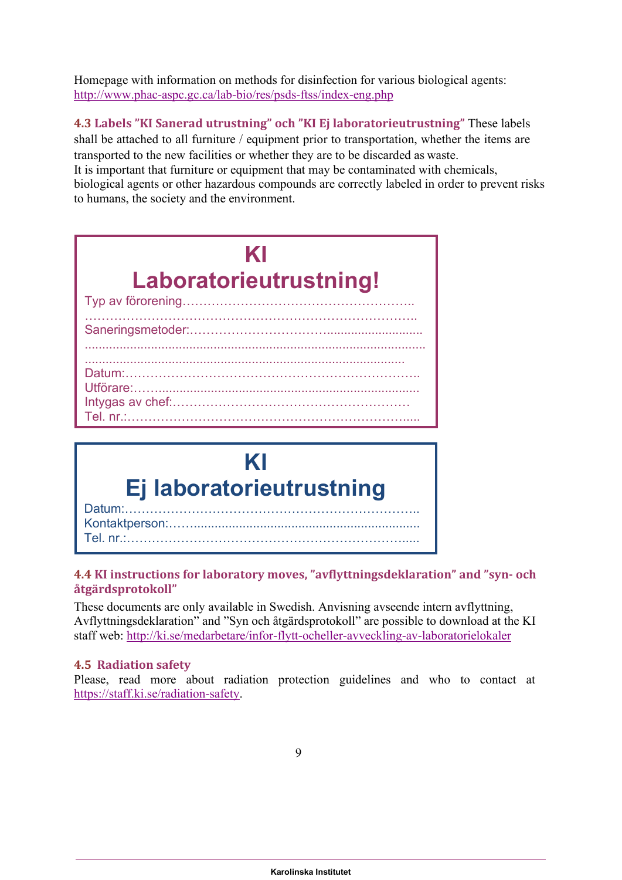Homepage with information on methods for disinfection for various biological agents: http://www.phac-aspc.gc.ca/lab-bio/res/psds-ftss/index-eng.php

**4.3 Labels "KI Sanerad utrustning" och "KI Ej laboratorieutrustning"** These labels shall be attached to all furniture / equipment prior to transportation, whether the items are transported to the new facilities or whether they are to be discarded as waste.
It is important that furniture or equipment that may be contaminated with chemicals, biological agents or other hazardous compounds are correctly labeled in order to prevent risks to humans, the society and the environment.

**KI**
**Laboratorieutrustning!**

Typ av förorening………………………………………………..
……………………………………………………………………..
Saneringsmetoder:…………………………..........................
...............................................................................................
.........................................................................................
Datum:……………………………………………………………..
Utförare:……........................................................................
Intygas av chef:…………………………………………………
Tel. nr.:…………………………………………………………......

**KI**
**Ej laboratorieutrustning**

Datum:……………………………………………………………..
Kontaktperson:…….................................................................
Tel. nr.:…………………………………………………………......

**4.4 KI instructions for laboratory moves, "avflyttningsdeklaration" and "syn- och åtgärdsprotokoll"**

These documents are only available in Swedish. Anvisning avseende intern avflyttning, Avflyttningsdeklaration" and "Syn och åtgärdsprotokoll" are possible to download at the KI staff web: http://ki.se/medarbetare/infor-flytt-ocheller-avveckling-av-laboratorielokaler

**4.5 Radiation safety**

Please, read more about radiation protection guidelines and who to contact at https://staff.ki.se/radiation-safety.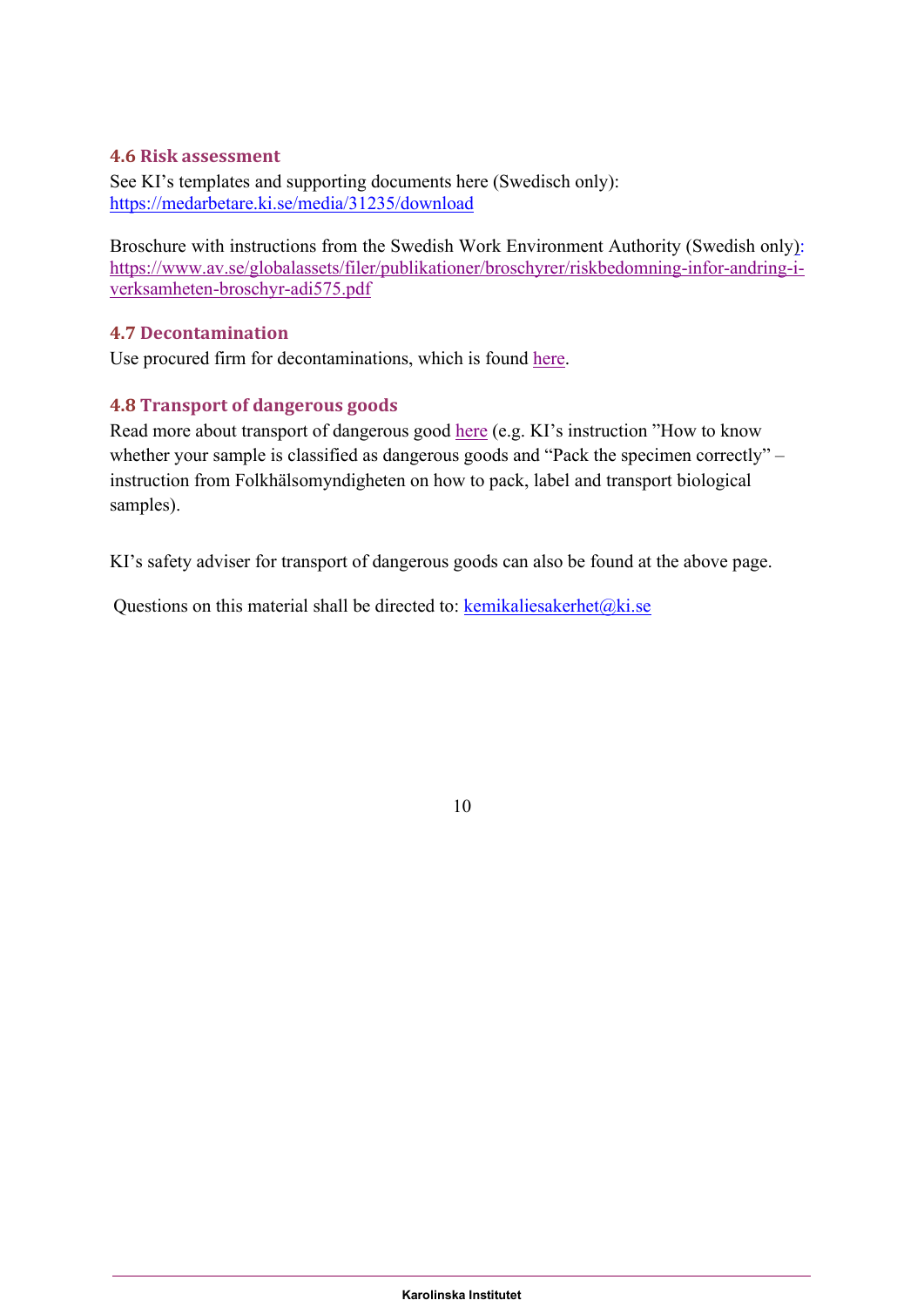### 4.6 Risk assessment

See KI's templates and supporting documents here (Swedisch only): https://medarbetare.ki.se/media/31235/download

Broschure with instructions from the Swedish Work Environment Authority (Swedish only): https://www.av.se/globalassets/filer/publikationer/broschyrer/riskbedomning-infor-andring-i-verksamheten-broschyr-adi575.pdf

### 4.7 Decontamination

Use procured firm for decontaminations, which is found here.

### 4.8 Transport of dangerous goods

Read more about transport of dangerous good here (e.g. KI's instruction "How to know whether your sample is classified as dangerous goods and "Pack the specimen correctly" – instruction from Folkhälsomyndigheten on how to pack, label and transport biological samples).

KI's safety adviser for transport of dangerous goods can also be found at the above page.

Questions on this material shall be directed to: kemikaliesakerhet@ki.se